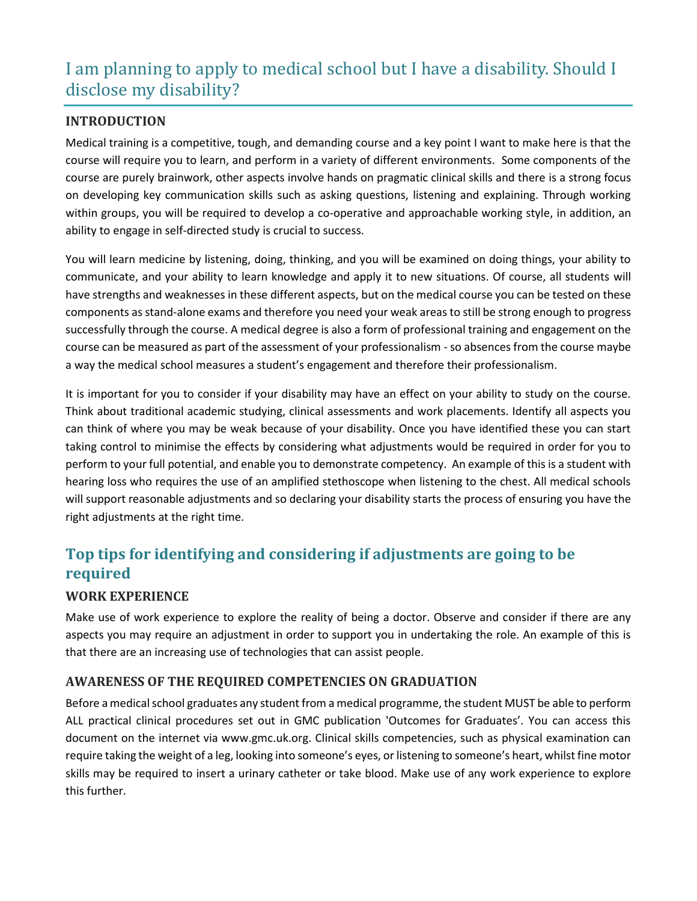# I am planning to apply to medical school but I have a disability. Should I disclose my disability?

### INTRODUCTION

Medical training is a competitive, tough, and demanding course and a key point I want to make here is that the course will require you to learn, and perform in a variety of different environments. Some components of the course are purely brainwork, other aspects involve hands on pragmatic clinical skills and there is a strong focus on developing key communication skills such as asking questions, listening and explaining. Through working within groups, you will be required to develop a co-operative and approachable working style, in addition, an ability to engage in self-directed study is crucial to success.

You will learn medicine by listening, doing, thinking, and you will be examined on doing things, your ability to communicate, and your ability to learn knowledge and apply it to new situations. Of course, all students will have strengths and weaknesses in these different aspects, but on the medical course you can be tested on these components as stand-alone exams and therefore you need your weak areas to still be strong enough to progress successfully through the course. A medical degree is also a form of professional training and engagement on the course can be measured as part of the assessment of your professionalism - so absences from the course maybe a way the medical school measures a student's engagement and therefore their professionalism.

It is important for you to consider if your disability may have an effect on your ability to study on the course. Think about traditional academic studying, clinical assessments and work placements. Identify all aspects you can think of where you may be weak because of your disability. Once you have identified these you can start taking control to minimise the effects by considering what adjustments would be required in order for you to perform to your full potential, and enable you to demonstrate competency. An example of this is a student with hearing loss who requires the use of an amplified stethoscope when listening to the chest. All medical schools will support reasonable adjustments and so declaring your disability starts the process of ensuring you have the right adjustments at the right time.

## Top tips for identifying and considering if adjustments are going to be required

### WORK EXPERIENCE

Make use of work experience to explore the reality of being a doctor. Observe and consider if there are any aspects you may require an adjustment in order to support you in undertaking the role. An example of this is that there are an increasing use of technologies that can assist people.

### AWARENESS OF THE REQUIRED COMPETENCIES ON GRADUATION

Before a medical school graduates any student from a medical programme, the student MUST be able to perform ALL practical clinical procedures set out in GMC publication 'Outcomes for Graduates'. You can access this document on the internet via www.gmc.uk.org. Clinical skills competencies, such as physical examination can require taking the weight of a leg, looking into someone's eyes, or listening to someone's heart, whilst fine motor skills may be required to insert a urinary catheter or take blood. Make use of any work experience to explore this further.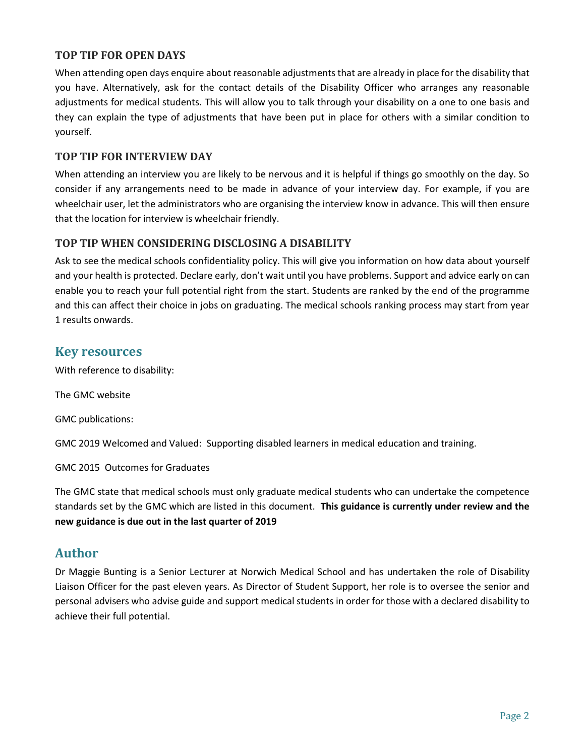### TOP TIP FOR OPEN DAYS

When attending open days enquire about reasonable adjustments that are already in place for the disability that you have. Alternatively, ask for the contact details of the Disability Officer who arranges any reasonable adjustments for medical students. This will allow you to talk through your disability on a one to one basis and they can explain the type of adjustments that have been put in place for others with a similar condition to yourself.

### TOP TIP FOR INTERVIEW DAY

When attending an interview you are likely to be nervous and it is helpful if things go smoothly on the day. So consider if any arrangements need to be made in advance of your interview day. For example, if you are wheelchair user, let the administrators who are organising the interview know in advance. This will then ensure that the location for interview is wheelchair friendly.

### TOP TIP WHEN CONSIDERING DISCLOSING A DISABILITY

Ask to see the medical schools confidentiality policy. This will give you information on how data about yourself and your health is protected. Declare early, don't wait until you have problems. Support and advice early on can enable you to reach your full potential right from the start. Students are ranked by the end of the programme and this can affect their choice in jobs on graduating. The medical schools ranking process may start from year 1 results onwards.

## Key resources

With reference to disability:

The GMC website

GMC publications:

GMC 2019 Welcomed and Valued: Supporting disabled learners in medical education and training.

GMC 2015 Outcomes for Graduates

The GMC state that medical schools must only graduate medical students who can undertake the competence standards set by the GMC which are listed in this document. **This guidance is currently under review and the new guidance is due out in the last quarter of 2019**

## Author

Dr Maggie Bunting is a Senior Lecturer at Norwich Medical School and has undertaken the role of Disability Liaison Officer for the past eleven years. As Director of Student Support, her role is to oversee the senior and personal advisers who advise guide and support medical students in order for those with a declared disability to achieve their full potential.